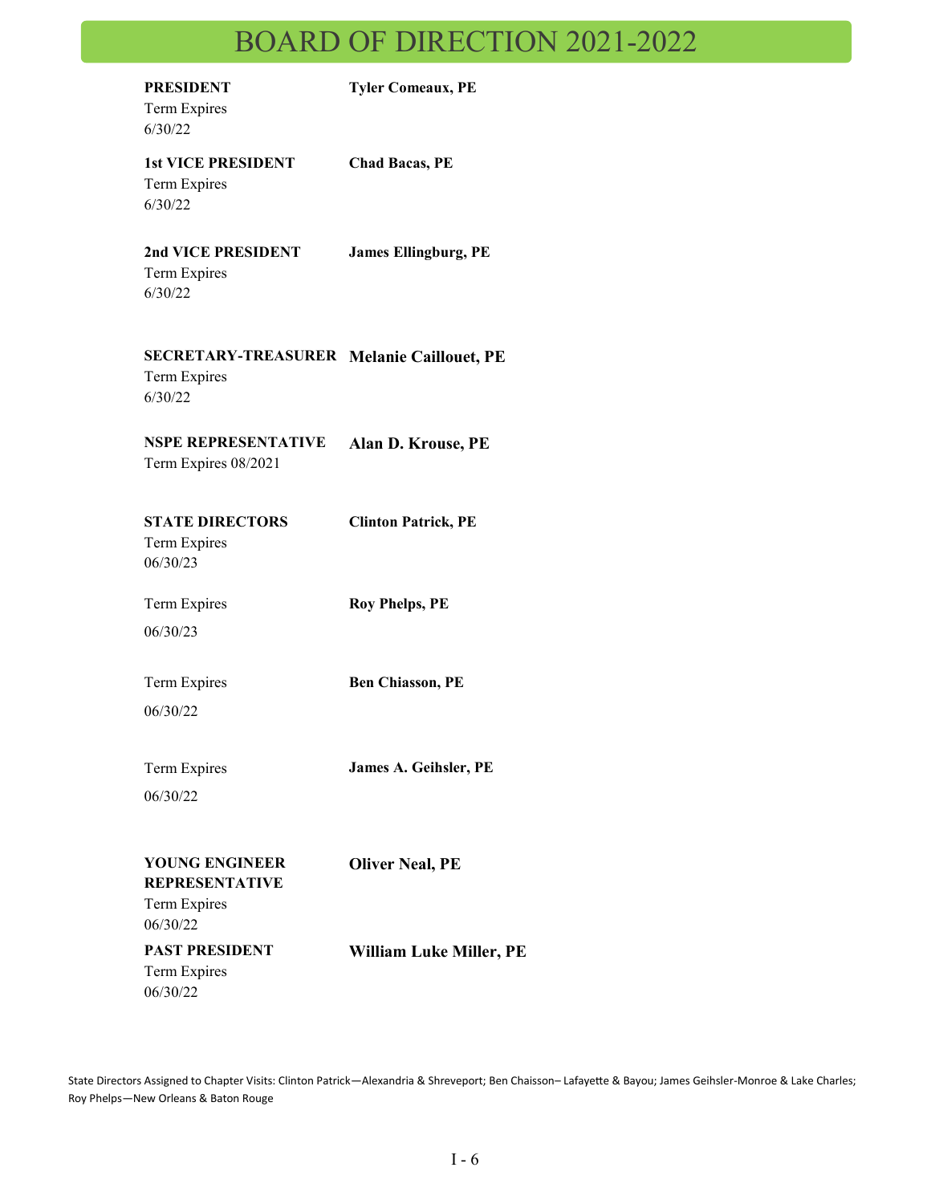# BOARD OF DIRECTION 2021-2022

| | |
|---|---|
| **PRESIDENT**<br>Term Expires<br>6/30/22 | **Tyler Comeaux, PE** |
| **1st VICE PRESIDENT**<br>Term Expires<br>6/30/22 | **Chad Bacas, PE** |
| **2nd VICE PRESIDENT**<br>Term Expires<br>6/30/22 | **James Ellingburg, PE** |
| **SECRETARY-TREASURER**<br>Term Expires<br>6/30/22 | **Melanie Caillouet, PE** |
| **NSPE REPRESENTATIVE**<br>Term Expires 08/2021 | **Alan D. Krouse, PE** |
| **STATE DIRECTORS**<br>Term Expires<br>06/30/23 | **Clinton Patrick, PE** |
| Term Expires<br>06/30/23 | **Roy Phelps, PE** |
| Term Expires<br>06/30/22 | **Ben Chiasson, PE** |
| Term Expires<br>06/30/22 | **James A. Geihsler, PE** |
| **YOUNG ENGINEER REPRESENTATIVE**<br>Term Expires<br>06/30/22 | **Oliver Neal, PE** |
| **PAST PRESIDENT**<br>Term Expires<br>06/30/22 | **William Luke Miller, PE** |

State Directors Assigned to Chapter Visits: Clinton Patrick—Alexandria & Shreveport; Ben Chiasson– Lafayette & Bayou; James Geihsler-Monroe & Lake Charles; Roy Phelps—New Orleans & Baton Rouge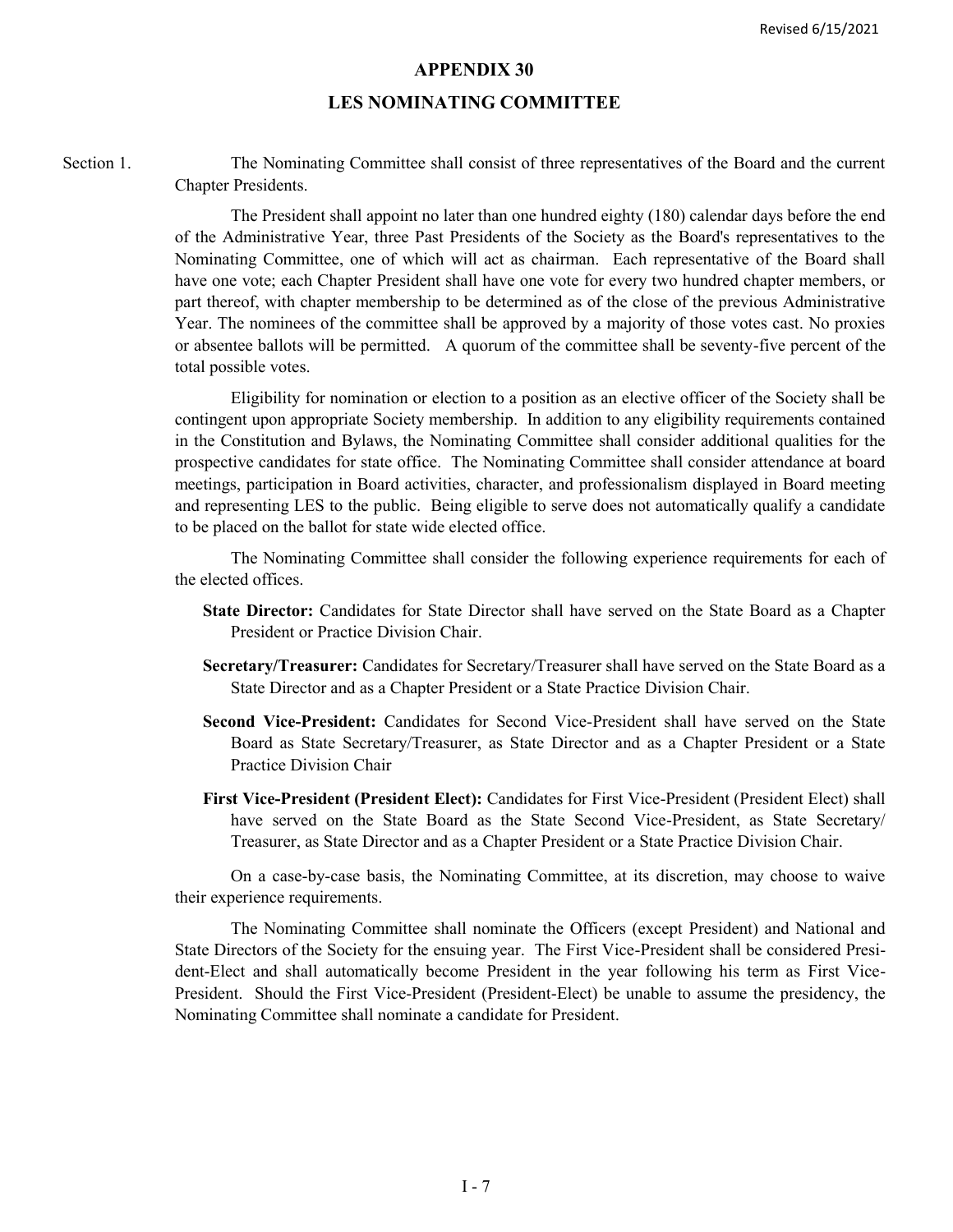# APPENDIX 30

## LES NOMINATING COMMITTEE

Section 1. The Nominating Committee shall consist of three representatives of the Board and the current Chapter Presidents.

The President shall appoint no later than one hundred eighty (180) calendar days before the end of the Administrative Year, three Past Presidents of the Society as the Board's representatives to the Nominating Committee, one of which will act as chairman. Each representative of the Board shall have one vote; each Chapter President shall have one vote for every two hundred chapter members, or part thereof, with chapter membership to be determined as of the close of the previous Administrative Year. The nominees of the committee shall be approved by a majority of those votes cast. No proxies or absentee ballots will be permitted. A quorum of the committee shall be seventy-five percent of the total possible votes.

Eligibility for nomination or election to a position as an elective officer of the Society shall be contingent upon appropriate Society membership. In addition to any eligibility requirements contained in the Constitution and Bylaws, the Nominating Committee shall consider additional qualities for the prospective candidates for state office. The Nominating Committee shall consider attendance at board meetings, participation in Board activities, character, and professionalism displayed in Board meeting and representing LES to the public. Being eligible to serve does not automatically qualify a candidate to be placed on the ballot for state wide elected office.

The Nominating Committee shall consider the following experience requirements for each of the elected offices.

**State Director:** Candidates for State Director shall have served on the State Board as a Chapter President or Practice Division Chair.

**Secretary/Treasurer:** Candidates for Secretary/Treasurer shall have served on the State Board as a State Director and as a Chapter President or a State Practice Division Chair.

**Second Vice-President:** Candidates for Second Vice-President shall have served on the State Board as State Secretary/Treasurer, as State Director and as a Chapter President or a State Practice Division Chair

**First Vice-President (President Elect):** Candidates for First Vice-President (President Elect) shall have served on the State Board as the State Second Vice-President, as State Secretary/ Treasurer, as State Director and as a Chapter President or a State Practice Division Chair.

On a case-by-case basis, the Nominating Committee, at its discretion, may choose to waive their experience requirements.

The Nominating Committee shall nominate the Officers (except President) and National and State Directors of the Society for the ensuing year. The First Vice-President shall be considered President-Elect and shall automatically become President in the year following his term as First Vice-President. Should the First Vice-President (President-Elect) be unable to assume the presidency, the Nominating Committee shall nominate a candidate for President.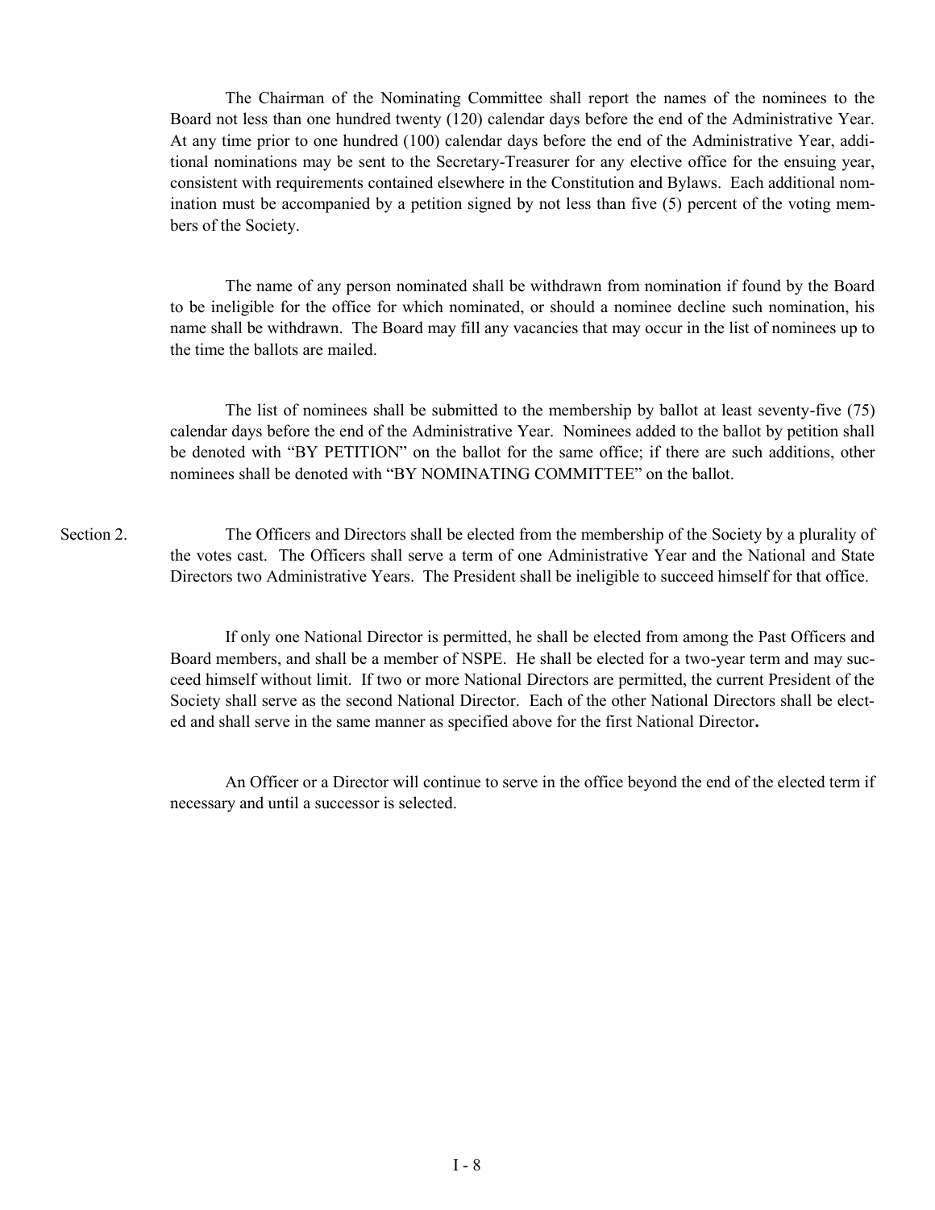The Chairman of the Nominating Committee shall report the names of the nominees to the Board not less than one hundred twenty (120) calendar days before the end of the Administrative Year. At any time prior to one hundred (100) calendar days before the end of the Administrative Year, additional nominations may be sent to the Secretary-Treasurer for any elective office for the ensuing year, consistent with requirements contained elsewhere in the Constitution and Bylaws. Each additional nomination must be accompanied by a petition signed by not less than five (5) percent of the voting members of the Society.

The name of any person nominated shall be withdrawn from nomination if found by the Board to be ineligible for the office for which nominated, or should a nominee decline such nomination, his name shall be withdrawn. The Board may fill any vacancies that may occur in the list of nominees up to the time the ballots are mailed.

The list of nominees shall be submitted to the membership by ballot at least seventy-five (75) calendar days before the end of the Administrative Year. Nominees added to the ballot by petition shall be denoted with "BY PETITION" on the ballot for the same office; if there are such additions, other nominees shall be denoted with "BY NOMINATING COMMITTEE" on the ballot.

Section 2. The Officers and Directors shall be elected from the membership of the Society by a plurality of the votes cast. The Officers shall serve a term of one Administrative Year and the National and State Directors two Administrative Years. The President shall be ineligible to succeed himself for that office.

If only one National Director is permitted, he shall be elected from among the Past Officers and Board members, and shall be a member of NSPE. He shall be elected for a two-year term and may succeed himself without limit. If two or more National Directors are permitted, the current President of the Society shall serve as the second National Director. Each of the other National Directors shall be elected and shall serve in the same manner as specified above for the first National Director.

An Officer or a Director will continue to serve in the office beyond the end of the elected term if necessary and until a successor is selected.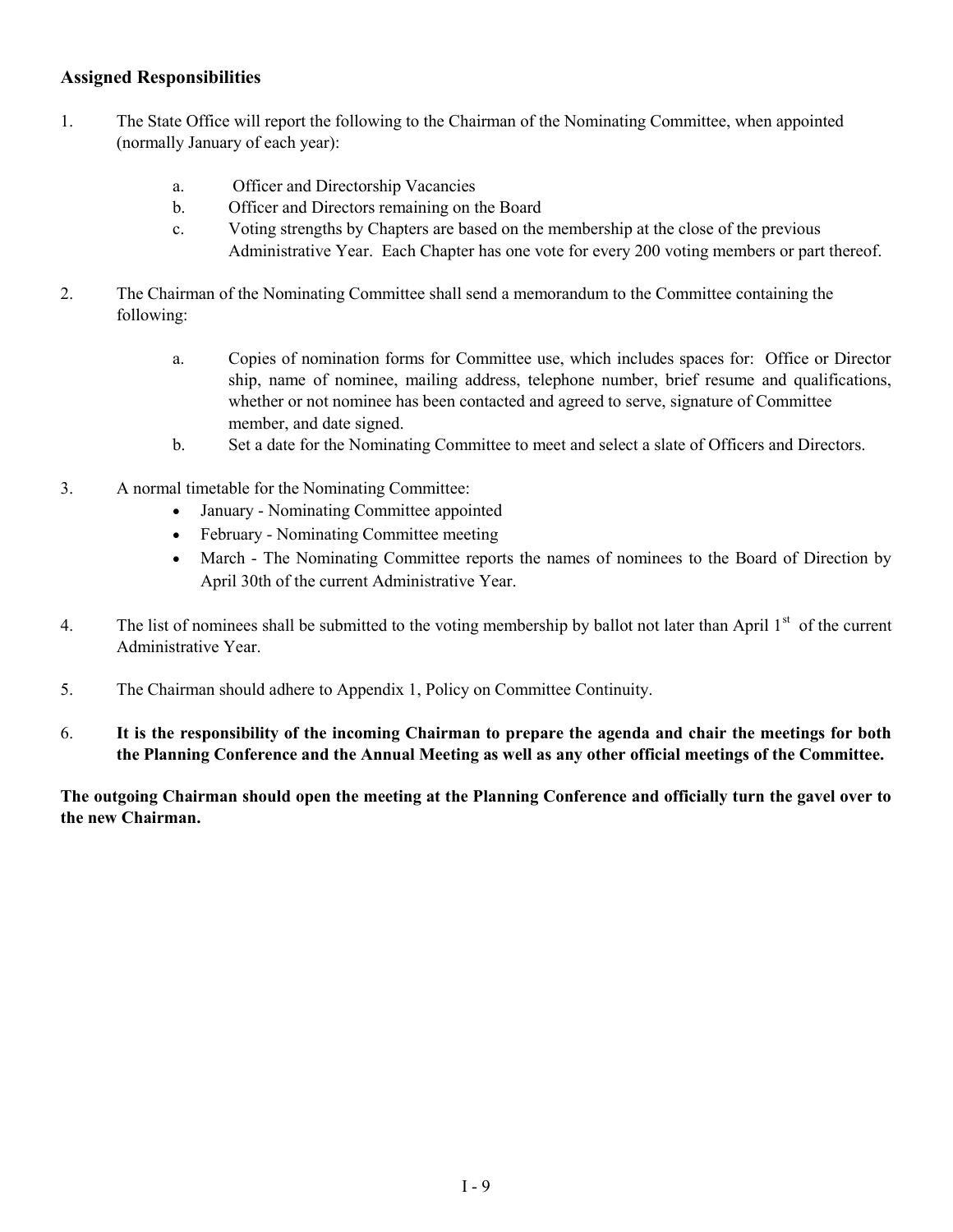### Assigned Responsibilities

1. The State Office will report the following to the Chairman of the Nominating Committee, when appointed (normally January of each year):

    a. Officer and Directorship Vacancies
    b. Officer and Directors remaining on the Board
    c. Voting strengths by Chapters are based on the membership at the close of the previous Administrative Year. Each Chapter has one vote for every 200 voting members or part thereof.

2. The Chairman of the Nominating Committee shall send a memorandum to the Committee containing the following:

    a. Copies of nomination forms for Committee use, which includes spaces for: Office or Director ship, name of nominee, mailing address, telephone number, brief resume and qualifications, whether or not nominee has been contacted and agreed to serve, signature of Committee member, and date signed.
    b. Set a date for the Nominating Committee to meet and select a slate of Officers and Directors.

3. A normal timetable for the Nominating Committee:
    - January - Nominating Committee appointed
    - February - Nominating Committee meeting
    - March - The Nominating Committee reports the names of nominees to the Board of Direction by April 30th of the current Administrative Year.

4. The list of nominees shall be submitted to the voting membership by ballot not later than April 1st of the current Administrative Year.

5. The Chairman should adhere to Appendix 1, Policy on Committee Continuity.

6. **It is the responsibility of the incoming Chairman to prepare the agenda and chair the meetings for both the Planning Conference and the Annual Meeting as well as any other official meetings of the Committee.**

**The outgoing Chairman should open the meeting at the Planning Conference and officially turn the gavel over to the new Chairman.**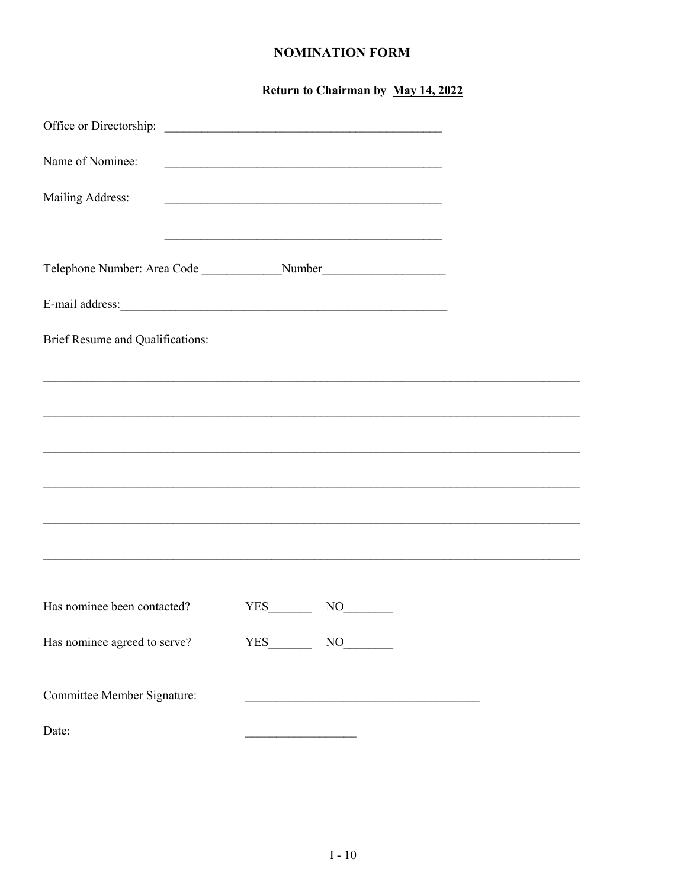# NOMINATION FORM

**Return to Chairman by <u>May 14, 2022</u>**

Office or Directorship: ______________________________________________

Name of Nominee: ______________________________________________

Mailing Address: ______________________________________________

______________________________________________

Telephone Number: Area Code _____________Number____________________

E-mail address:______________________________________________________

Brief Resume and Qualifications:

_________________________________________________________________________________________

_________________________________________________________________________________________

_________________________________________________________________________________________

_________________________________________________________________________________________

_________________________________________________________________________________________

_________________________________________________________________________________________

Has nominee been contacted? YES_______ NO________

Has nominee agreed to serve? YES_______ NO________

Committee Member Signature: _____________________________________

Date: __________________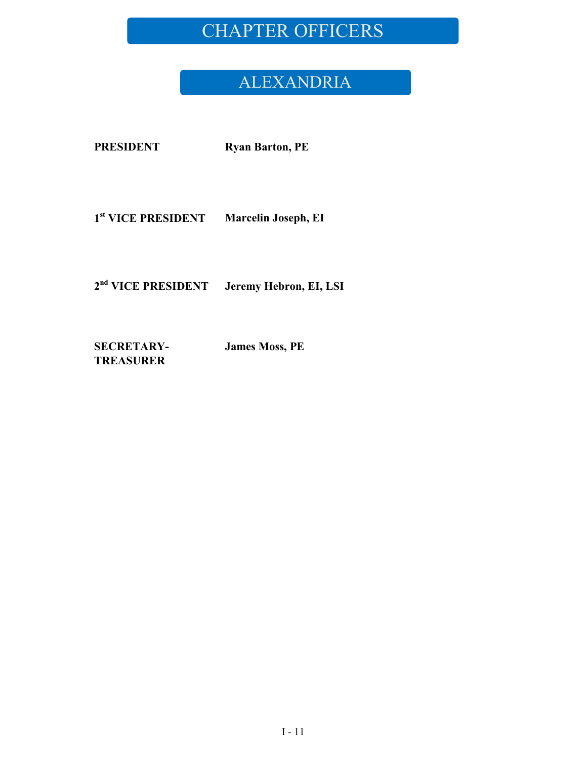# CHAPTER OFFICERS

## ALEXANDRIA

**PRESIDENT** **Ryan Barton, PE**

**1st VICE PRESIDENT** **Marcelin Joseph, EI**

**2nd VICE PRESIDENT** **Jeremy Hebron, EI, LSI**

**SECRETARY-TREASURER** **James Moss, PE**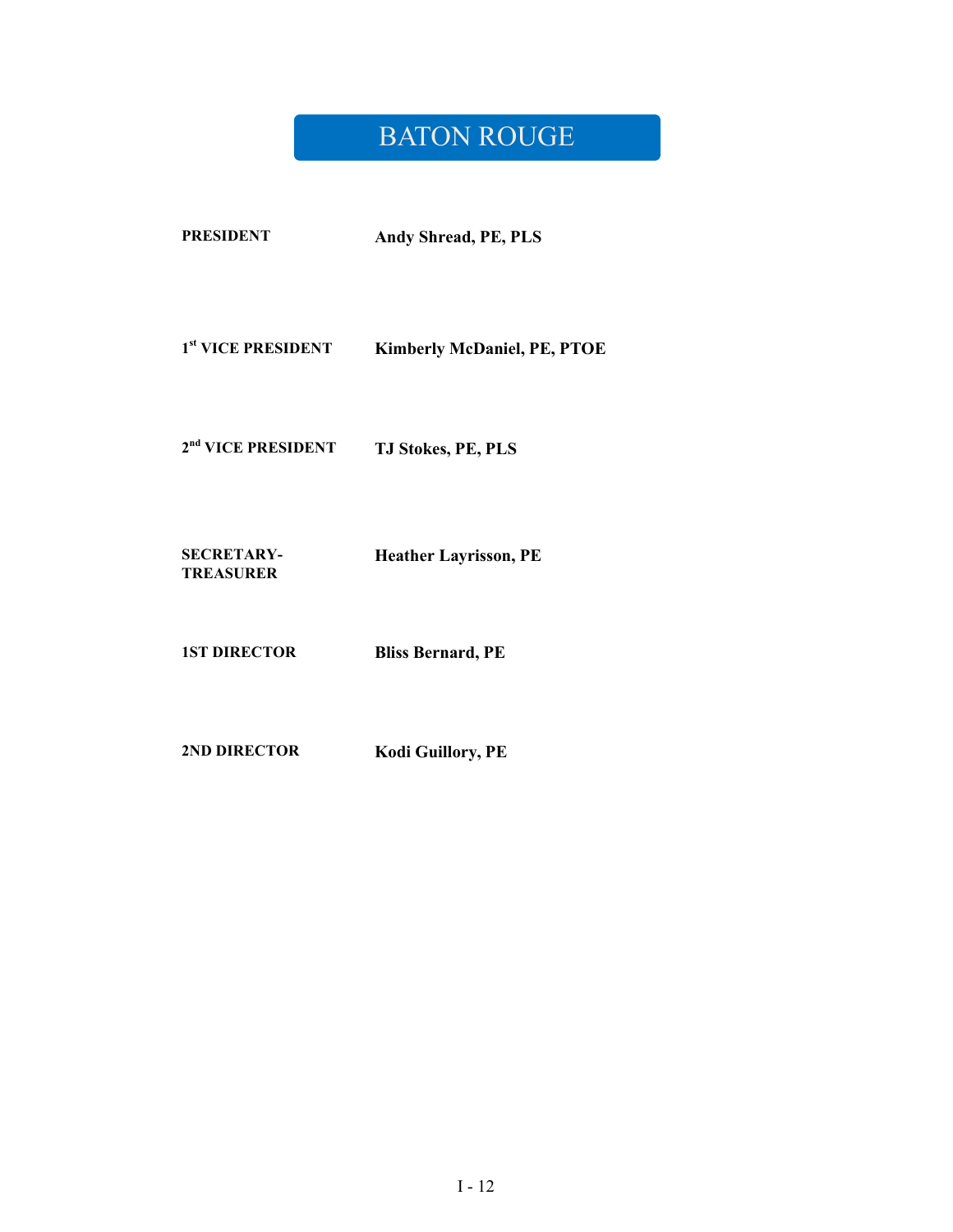# BATON ROUGE

| | |
|---|---|
| **PRESIDENT** | **Andy Shread, PE, PLS** |
| **1st VICE PRESIDENT** | **Kimberly McDaniel, PE, PTOE** |
| **2nd VICE PRESIDENT** | **TJ Stokes, PE, PLS** |
| **SECRETARY-TREASURER** | **Heather Layrisson, PE** |
| **1ST DIRECTOR** | **Bliss Bernard, PE** |
| **2ND DIRECTOR** | **Kodi Guillory, PE** |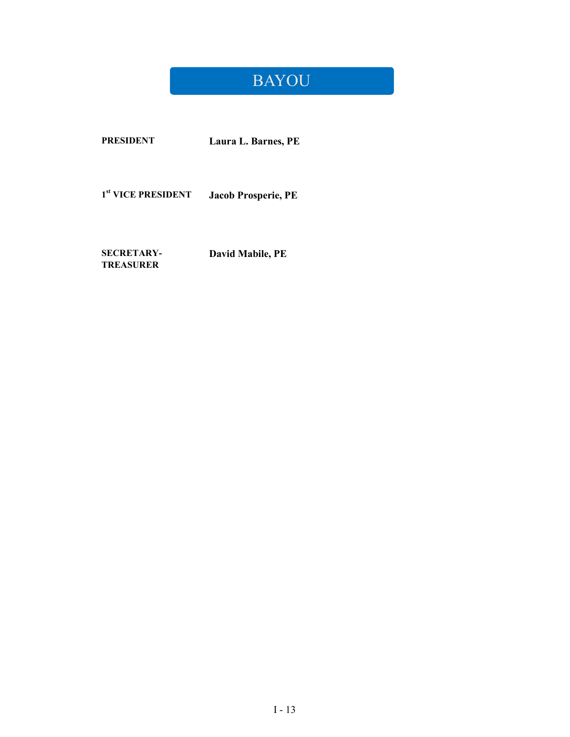# BAYOU

| | |
|---|---|
| **PRESIDENT** | **Laura L. Barnes, PE** |
| **1st VICE PRESIDENT** | **Jacob Prosperie, PE** |
| **SECRETARY-TREASURER** | **David Mabile, PE** |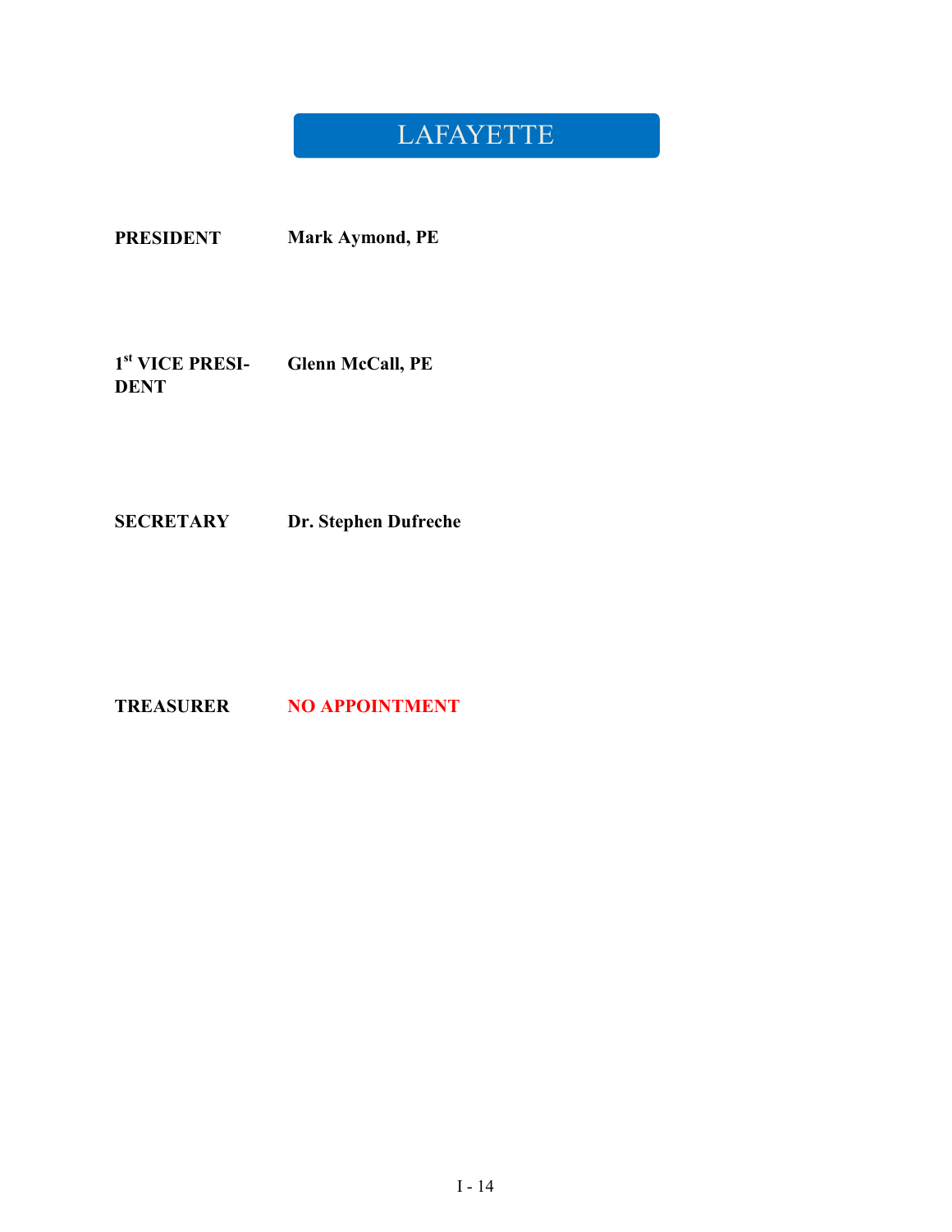# LAFAYETTE

| | |
|---|---|
| **PRESIDENT** | **Mark Aymond, PE** |
| **1st VICE PRESIDENT** | **Glenn McCall, PE** |
| **SECRETARY** | **Dr. Stephen Dufreche** |
| **TREASURER** | **NO APPOINTMENT** |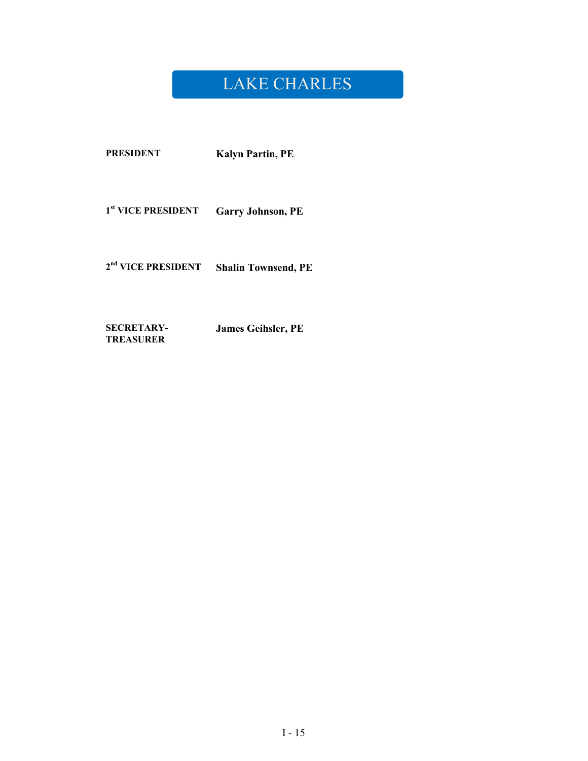# LAKE CHARLES

| | |
|---|---|
| **PRESIDENT** | **Kalyn Partin, PE** |
| **1st VICE PRESIDENT** | **Garry Johnson, PE** |
| **2nd VICE PRESIDENT** | **Shalin Townsend, PE** |
| **SECRETARY-TREASURER** | **James Geihsler, PE** |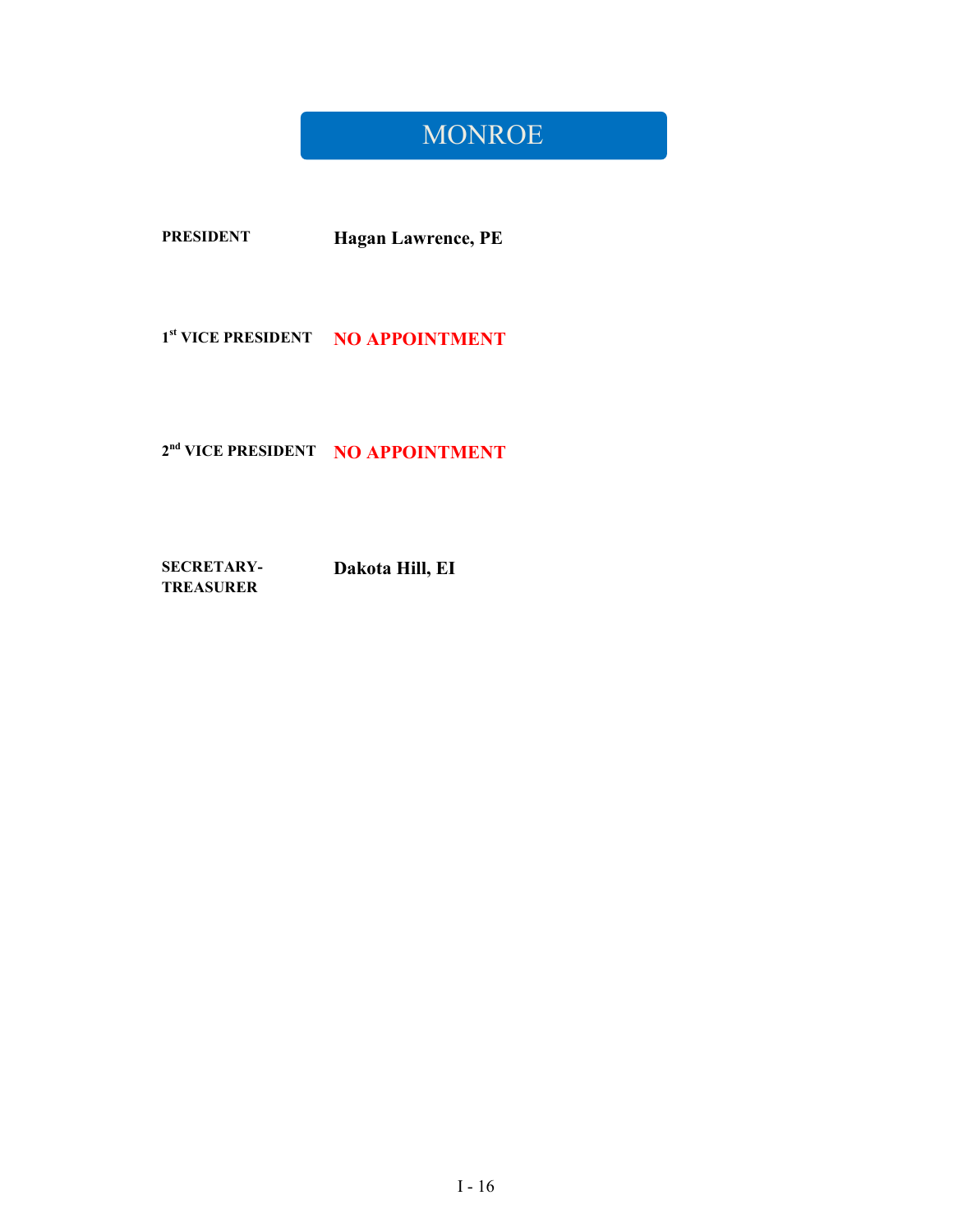# MONROE

| | |
|---|---|
| **PRESIDENT** | **Hagan Lawrence, PE** |
| **1st VICE PRESIDENT** | **NO APPOINTMENT** |
| **2nd VICE PRESIDENT** | **NO APPOINTMENT** |
| **SECRETARY-TREASURER** | **Dakota Hill, EI** |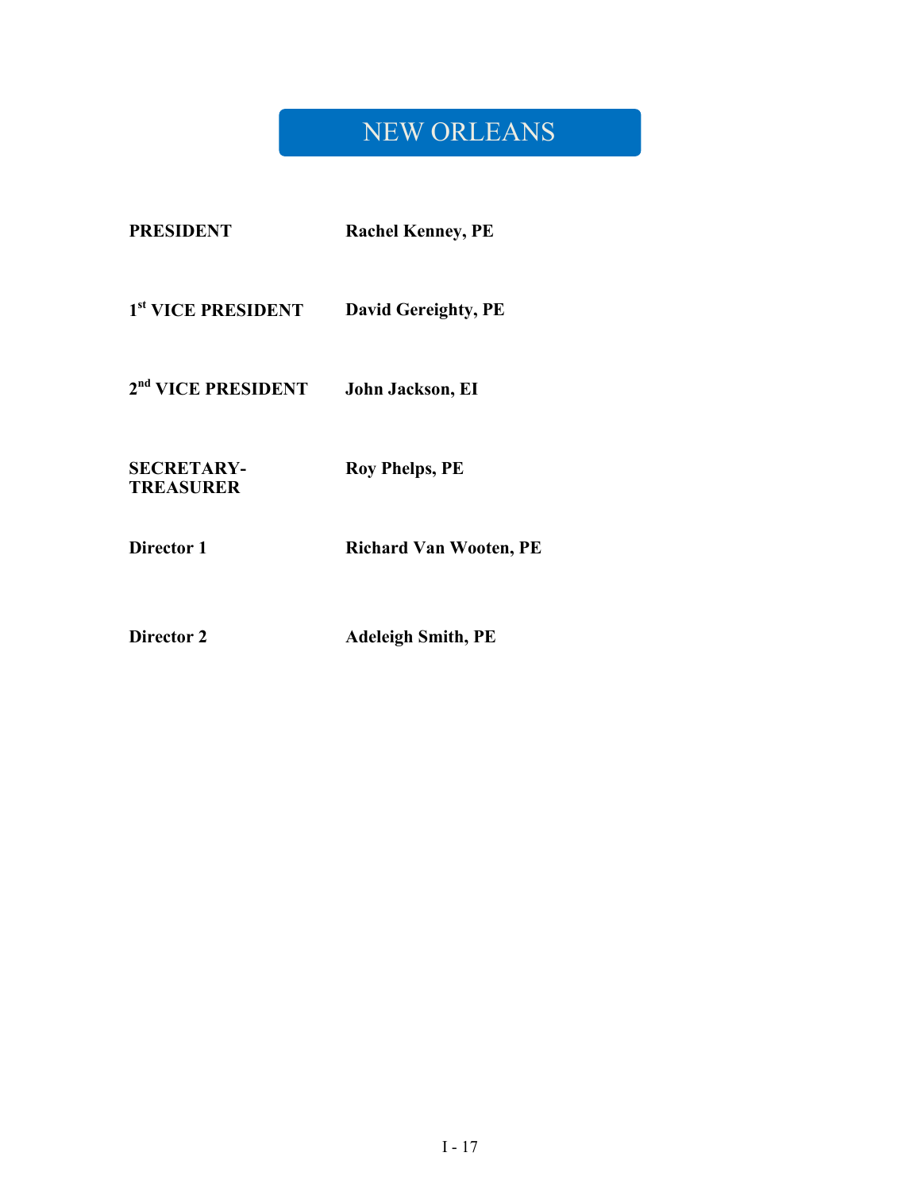# NEW ORLEANS

| | |
|---|---|
| **PRESIDENT** | **Rachel Kenney, PE** |
| **1st VICE PRESIDENT** | **David Gereighty, PE** |
| **2nd VICE PRESIDENT** | **John Jackson, EI** |
| **SECRETARY-TREASURER** | **Roy Phelps, PE** |
| **Director 1** | **Richard Van Wooten, PE** |
| **Director 2** | **Adeleigh Smith, PE** |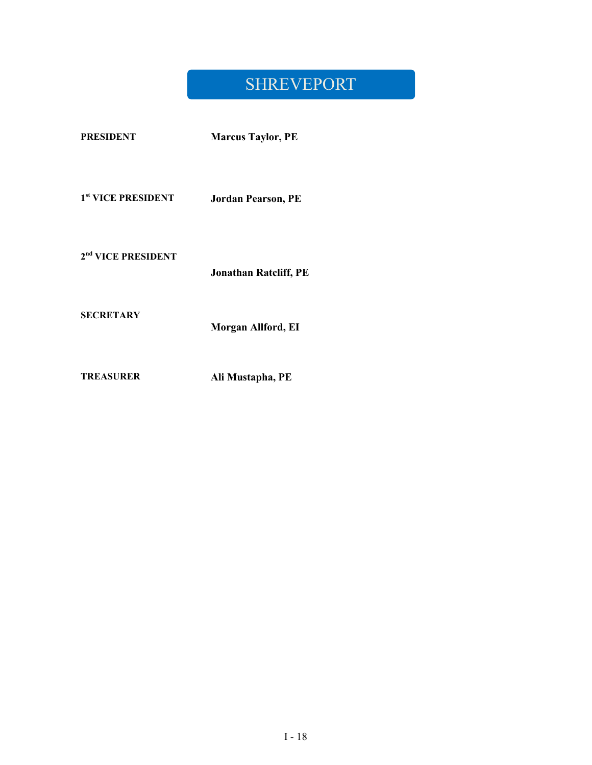# SHREVEPORT

| | |
|---|---|
| **PRESIDENT** | **Marcus Taylor, PE** |
| **1st VICE PRESIDENT** | **Jordan Pearson, PE** |
| **2nd VICE PRESIDENT** | **Jonathan Ratcliff, PE** |
| **SECRETARY** | **Morgan Allford, EI** |
| **TREASURER** | **Ali Mustapha, PE** |